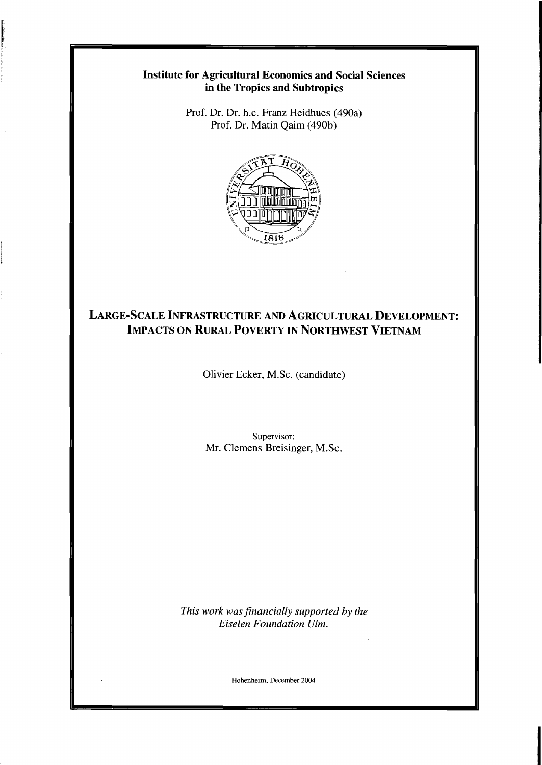**Institute for Agricultural Economics and Social Sciences in the Tropics and Subtropics**

Prof. Dr. Dr. h.c. Franz Heidhues (490a)
Prof. Dr. Matin Qaim (490b)

# LARGE-SCALE INFRASTRUCTURE AND AGRICULTURAL DEVELOPMENT: IMPACTS ON RURAL POVERTY IN NORTHWEST VIETNAM

Olivier Ecker, M.Sc. (candidate)

Supervisor:
Mr. Clemens Breisinger, M.Sc.

*This work was financially supported by the Eiselen Foundation Ulm.*

Hohenheim, December 2004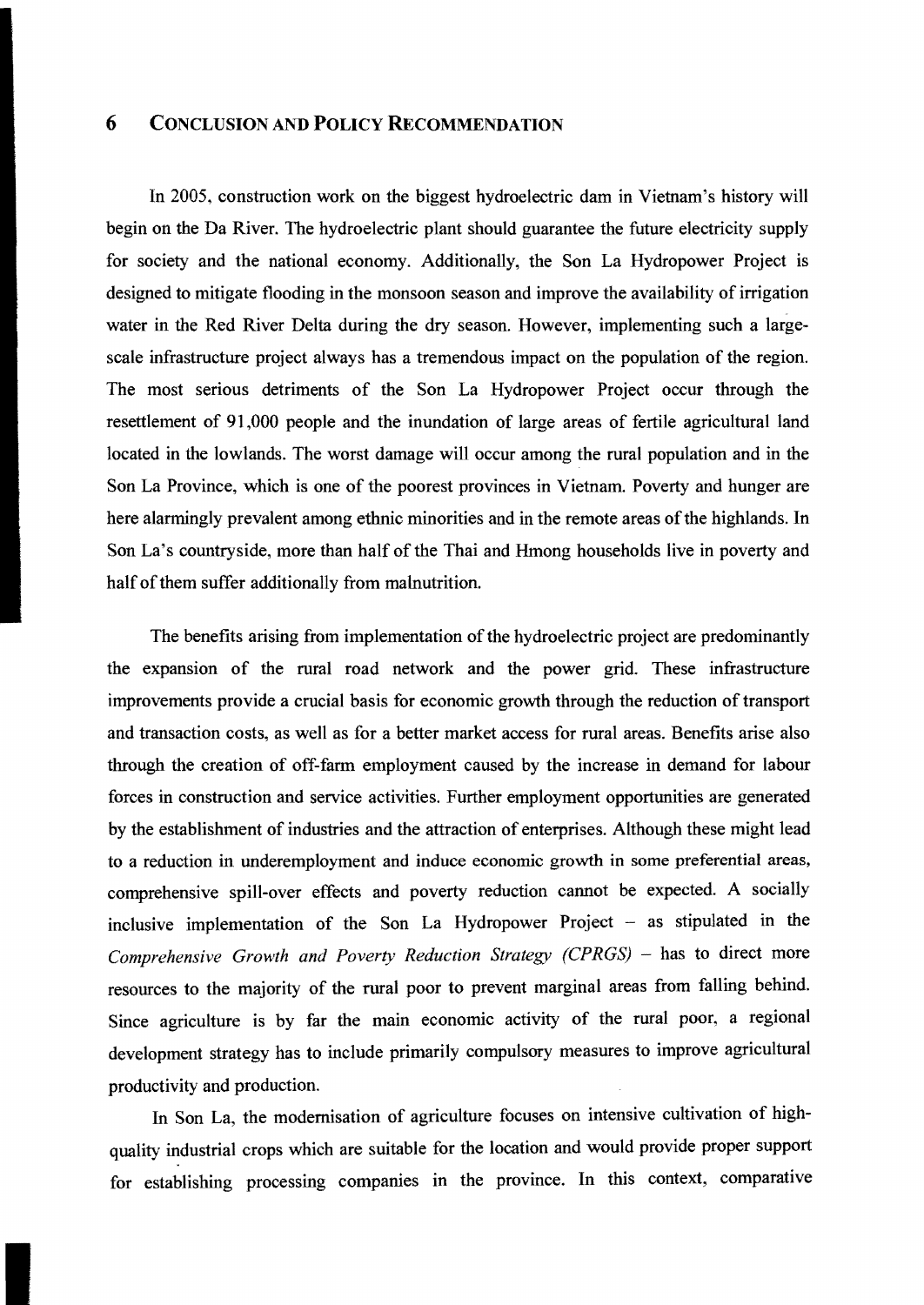# 6 CONCLUSION AND POLICY RECOMMENDATION

In 2005, construction work on the biggest hydroelectric dam in Vietnam's history will begin on the Da River. The hydroelectric plant should guarantee the future electricity supply for society and the national economy. Additionally, the Son La Hydropower Project is designed to mitigate flooding in the monsoon season and improve the availability of irrigation water in the Red River Delta during the dry season. However, implementing such a large-scale infrastructure project always has a tremendous impact on the population of the region. The most serious detriments of the Son La Hydropower Project occur through the resettlement of 91,000 people and the inundation of large areas of fertile agricultural land located in the lowlands. The worst damage will occur among the rural population and in the Son La Province, which is one of the poorest provinces in Vietnam. Poverty and hunger are here alarmingly prevalent among ethnic minorities and in the remote areas of the highlands. In Son La's countryside, more than half of the Thai and Hmong households live in poverty and half of them suffer additionally from malnutrition.

The benefits arising from implementation of the hydroelectric project are predominantly the expansion of the rural road network and the power grid. These infrastructure improvements provide a crucial basis for economic growth through the reduction of transport and transaction costs, as well as for a better market access for rural areas. Benefits arise also through the creation of off-farm employment caused by the increase in demand for labour forces in construction and service activities. Further employment opportunities are generated by the establishment of industries and the attraction of enterprises. Although these might lead to a reduction in underemployment and induce economic growth in some preferential areas, comprehensive spill-over effects and poverty reduction cannot be expected. A socially inclusive implementation of the Son La Hydropower Project – as stipulated in the *Comprehensive Growth and Poverty Reduction Strategy (CPRGS)* – has to direct more resources to the majority of the rural poor to prevent marginal areas from falling behind. Since agriculture is by far the main economic activity of the rural poor, a regional development strategy has to include primarily compulsory measures to improve agricultural productivity and production.

In Son La, the modernisation of agriculture focuses on intensive cultivation of high-quality industrial crops which are suitable for the location and would provide proper support for establishing processing companies in the province. In this context, comparative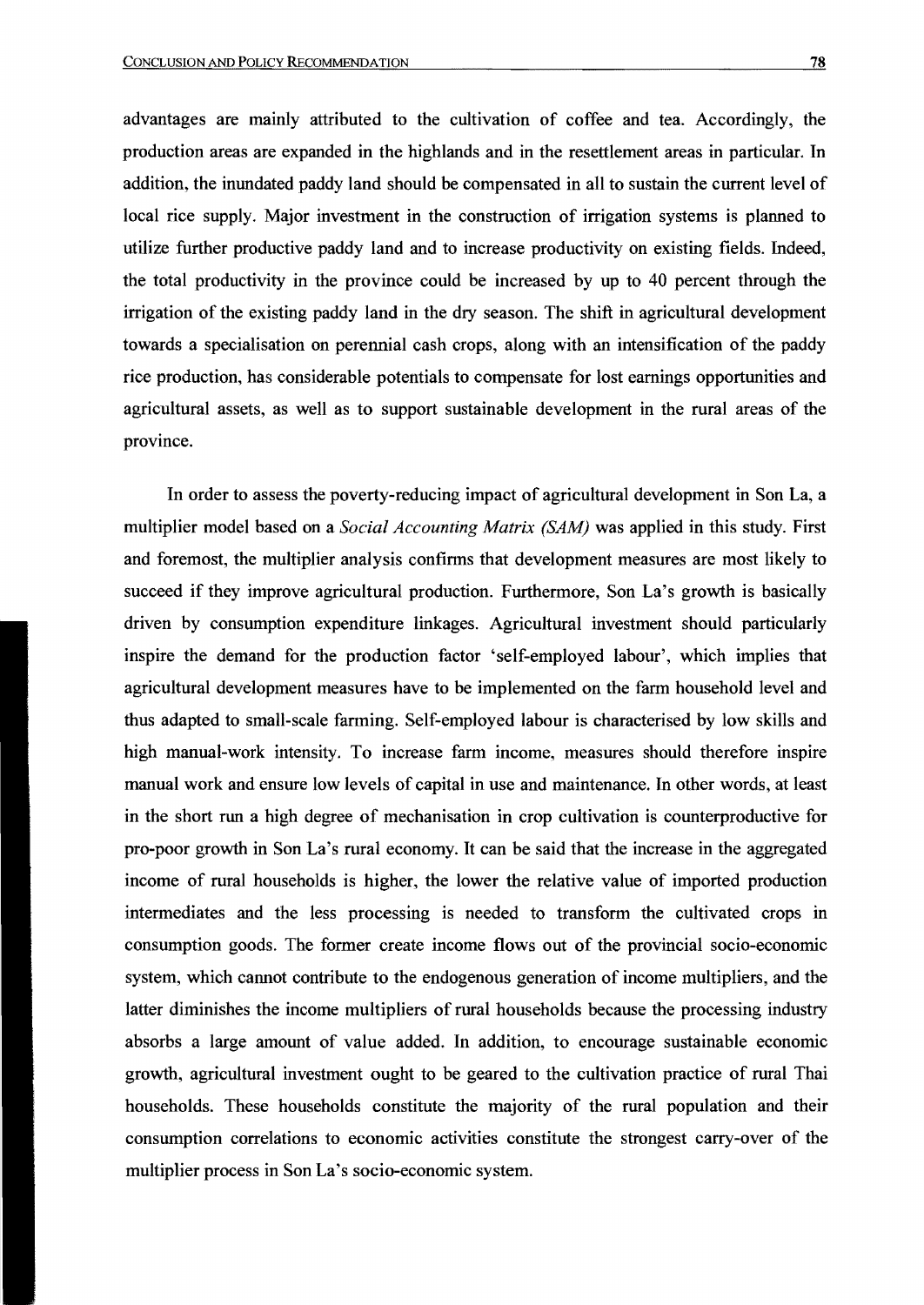advantages are mainly attributed to the cultivation of coffee and tea. Accordingly, the production areas are expanded in the highlands and in the resettlement areas in particular. In addition, the inundated paddy land should be compensated in all to sustain the current level of local rice supply. Major investment in the construction of irrigation systems is planned to utilize further productive paddy land and to increase productivity on existing fields. Indeed, the total productivity in the province could be increased by up to 40 percent through the irrigation of the existing paddy land in the dry season. The shift in agricultural development towards a specialisation on perennial cash crops, along with an intensification of the paddy rice production, has considerable potentials to compensate for lost earnings opportunities and agricultural assets, as well as to support sustainable development in the rural areas of the province.

In order to assess the poverty-reducing impact of agricultural development in Son La, a multiplier model based on a *Social Accounting Matrix (SAM)* was applied in this study. First and foremost, the multiplier analysis confirms that development measures are most likely to succeed if they improve agricultural production. Furthermore, Son La's growth is basically driven by consumption expenditure linkages. Agricultural investment should particularly inspire the demand for the production factor 'self-employed labour', which implies that agricultural development measures have to be implemented on the farm household level and thus adapted to small-scale farming. Self-employed labour is characterised by low skills and high manual-work intensity. To increase farm income, measures should therefore inspire manual work and ensure low levels of capital in use and maintenance. In other words, at least in the short run a high degree of mechanisation in crop cultivation is counterproductive for pro-poor growth in Son La's rural economy. It can be said that the increase in the aggregated income of rural households is higher, the lower the relative value of imported production intermediates and the less processing is needed to transform the cultivated crops in consumption goods. The former create income flows out of the provincial socio-economic system, which cannot contribute to the endogenous generation of income multipliers, and the latter diminishes the income multipliers of rural households because the processing industry absorbs a large amount of value added. In addition, to encourage sustainable economic growth, agricultural investment ought to be geared to the cultivation practice of rural Thai households. These households constitute the majority of the rural population and their consumption correlations to economic activities constitute the strongest carry-over of the multiplier process in Son La's socio-economic system.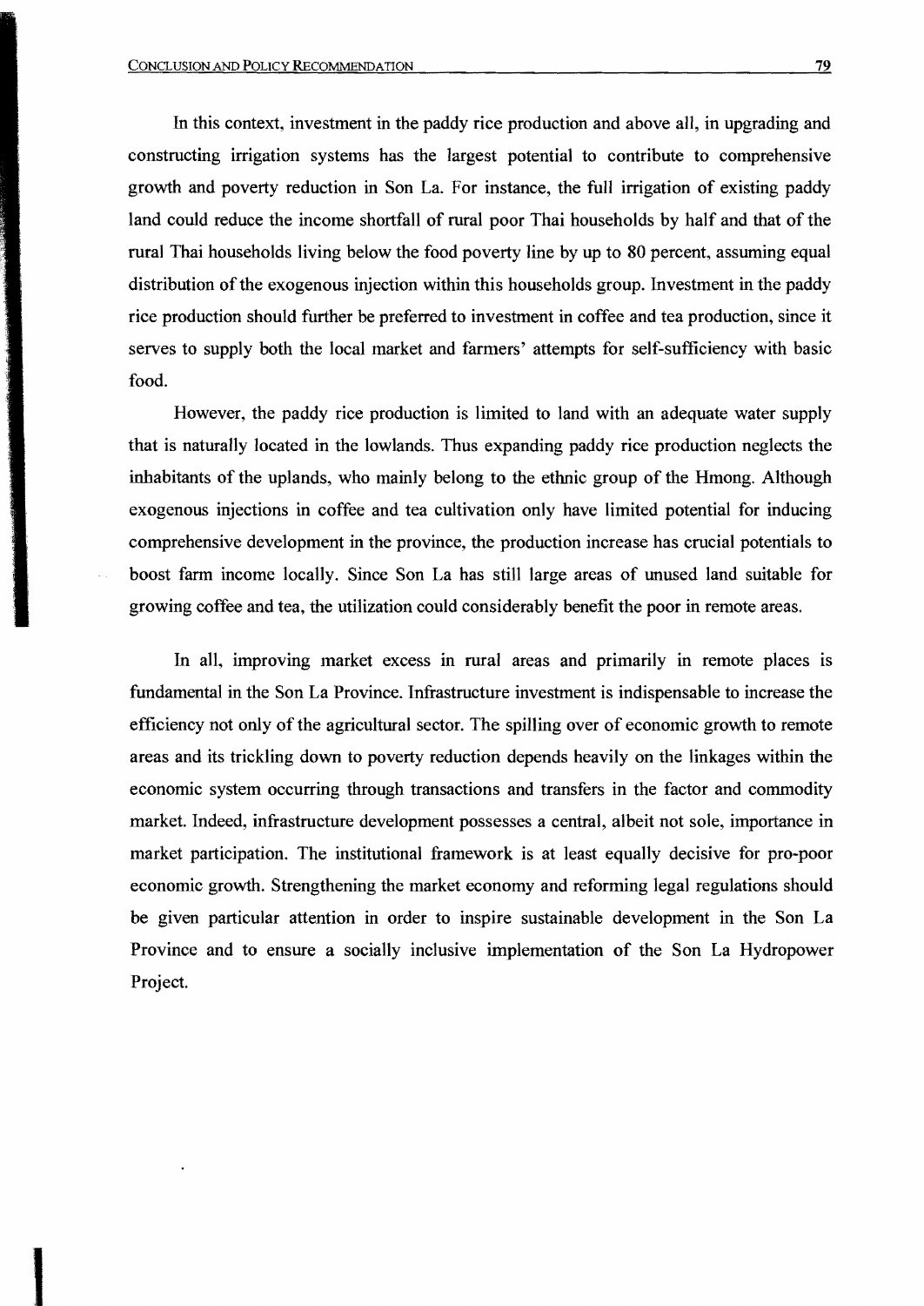In this context, investment in the paddy rice production and above all, in upgrading and constructing irrigation systems has the largest potential to contribute to comprehensive growth and poverty reduction in Son La. For instance, the full irrigation of existing paddy land could reduce the income shortfall of rural poor Thai households by half and that of the rural Thai households living below the food poverty line by up to 80 percent, assuming equal distribution of the exogenous injection within this households group. Investment in the paddy rice production should further be preferred to investment in coffee and tea production, since it serves to supply both the local market and farmers' attempts for self-sufficiency with basic food.

However, the paddy rice production is limited to land with an adequate water supply that is naturally located in the lowlands. Thus expanding paddy rice production neglects the inhabitants of the uplands, who mainly belong to the ethnic group of the Hmong. Although exogenous injections in coffee and tea cultivation only have limited potential for inducing comprehensive development in the province, the production increase has crucial potentials to boost farm income locally. Since Son La has still large areas of unused land suitable for growing coffee and tea, the utilization could considerably benefit the poor in remote areas.

In all, improving market excess in rural areas and primarily in remote places is fundamental in the Son La Province. Infrastructure investment is indispensable to increase the efficiency not only of the agricultural sector. The spilling over of economic growth to remote areas and its trickling down to poverty reduction depends heavily on the linkages within the economic system occurring through transactions and transfers in the factor and commodity market. Indeed, infrastructure development possesses a central, albeit not sole, importance in market participation. The institutional framework is at least equally decisive for pro-poor economic growth. Strengthening the market economy and reforming legal regulations should be given particular attention in order to inspire sustainable development in the Son La Province and to ensure a socially inclusive implementation of the Son La Hydropower Project.